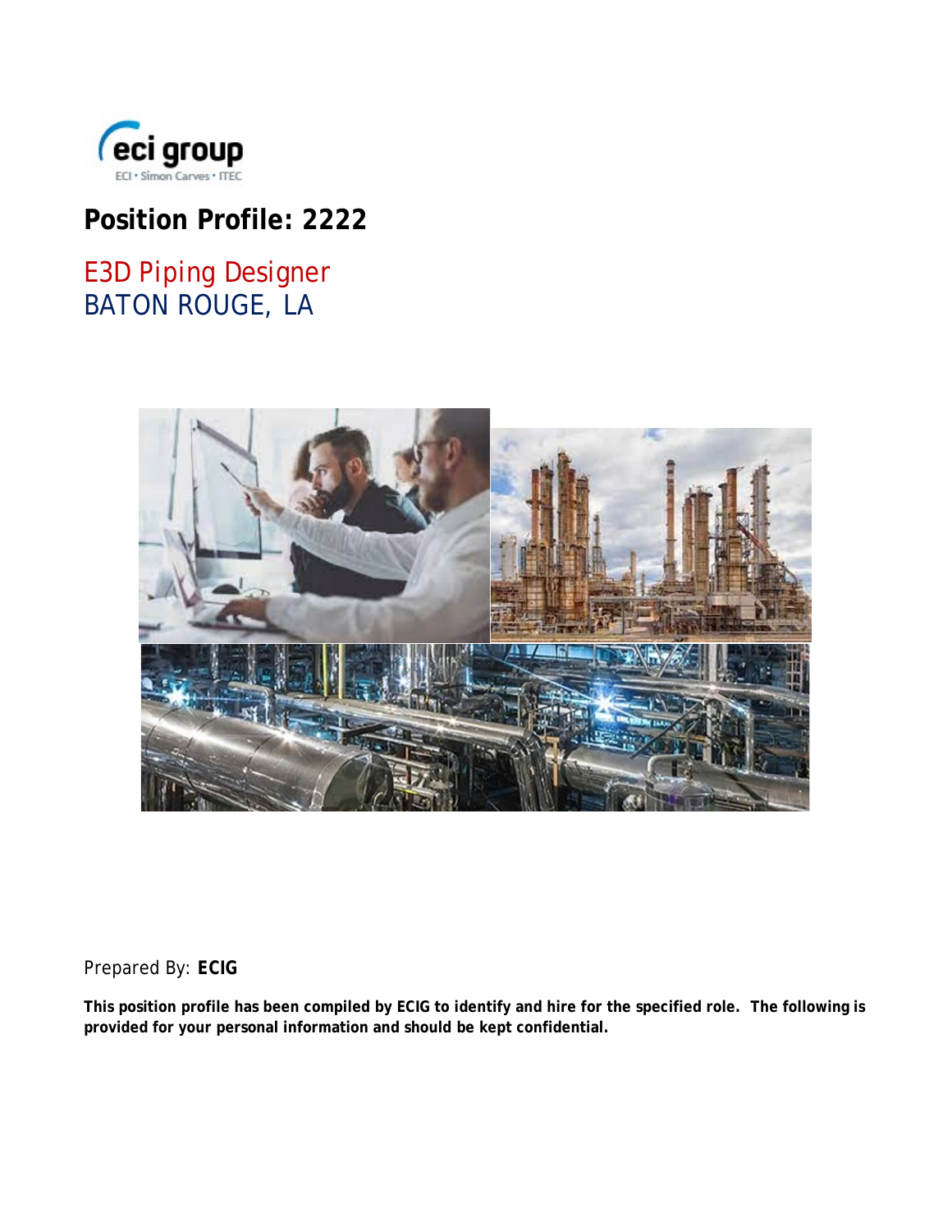eci group

ECI • Simon Carves • ITEC

# Position Profile: 2222

## E3D Piping Designer
## BATON ROUGE, LA

Prepared By: **ECIG**

**This position profile has been compiled by ECIG to identify and hire for the specified role. The following is provided for your personal information and should be kept confidential.**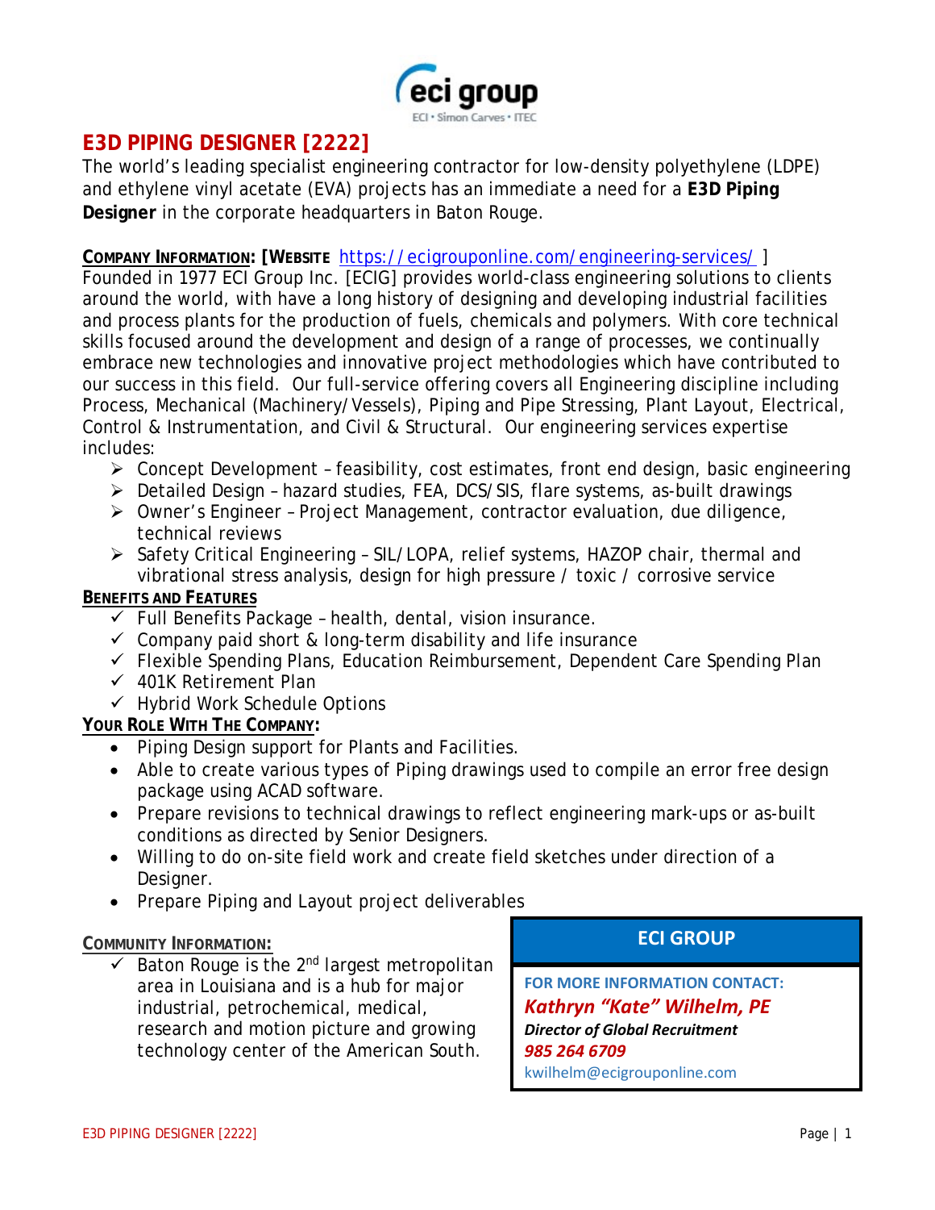# E3D PIPING DESIGNER [2222]

The world's leading specialist engineering contractor for low-density polyethylene (LDPE) and ethylene vinyl acetate (EVA) projects has an immediate a need for a **E3D Piping Designer** in the corporate headquarters in Baton Rouge.

**COMPANY INFORMATION: [WEBSITE** https://ecigrouponline.com/engineering-services/ **]**
Founded in 1977 ECI Group Inc. [ECIG] provides world-class engineering solutions to clients around the world, with have a long history of designing and developing industrial facilities and process plants for the production of fuels, chemicals and polymers. With core technical skills focused around the development and design of a range of processes, we continually embrace new technologies and innovative project methodologies which have contributed to our success in this field. Our full-service offering covers all Engineering discipline including Process, Mechanical (Machinery/Vessels), Piping and Pipe Stressing, Plant Layout, Electrical, Control & Instrumentation, and Civil & Structural. Our engineering services expertise includes:

- Concept Development – feasibility, cost estimates, front end design, basic engineering
- Detailed Design – hazard studies, FEA, DCS/SIS, flare systems, as-built drawings
- Owner's Engineer – Project Management, contractor evaluation, due diligence, technical reviews
- Safety Critical Engineering – SIL/LOPA, relief systems, HAZOP chair, thermal and vibrational stress analysis, design for high pressure / toxic / corrosive service

**BENEFITS AND FEATURES**

- ✓ Full Benefits Package – health, dental, vision insurance.
- ✓ Company paid short & long-term disability and life insurance
- ✓ Flexible Spending Plans, Education Reimbursement, Dependent Care Spending Plan
- ✓ 401K Retirement Plan
- ✓ Hybrid Work Schedule Options

**YOUR ROLE WITH THE COMPANY:**

- Piping Design support for Plants and Facilities.
- Able to create various types of Piping drawings used to compile an error free design package using ACAD software.
- Prepare revisions to technical drawings to reflect engineering mark-ups or as-built conditions as directed by Senior Designers.
- Willing to do on-site field work and create field sketches under direction of a Designer.
- Prepare Piping and Layout project deliverables

**COMMUNITY INFORMATION:**

- ✓ Baton Rouge is the 2nd largest metropolitan area in Louisiana and is a hub for major industrial, petrochemical, medical, research and motion picture and growing technology center of the American South.

**ECI GROUP**

**FOR MORE INFORMATION CONTACT:**
***Kathryn "Kate" Wilhelm, PE***
***Director of Global Recruitment***
***985 264 6709***
kwilhelm@ecigrouponline.com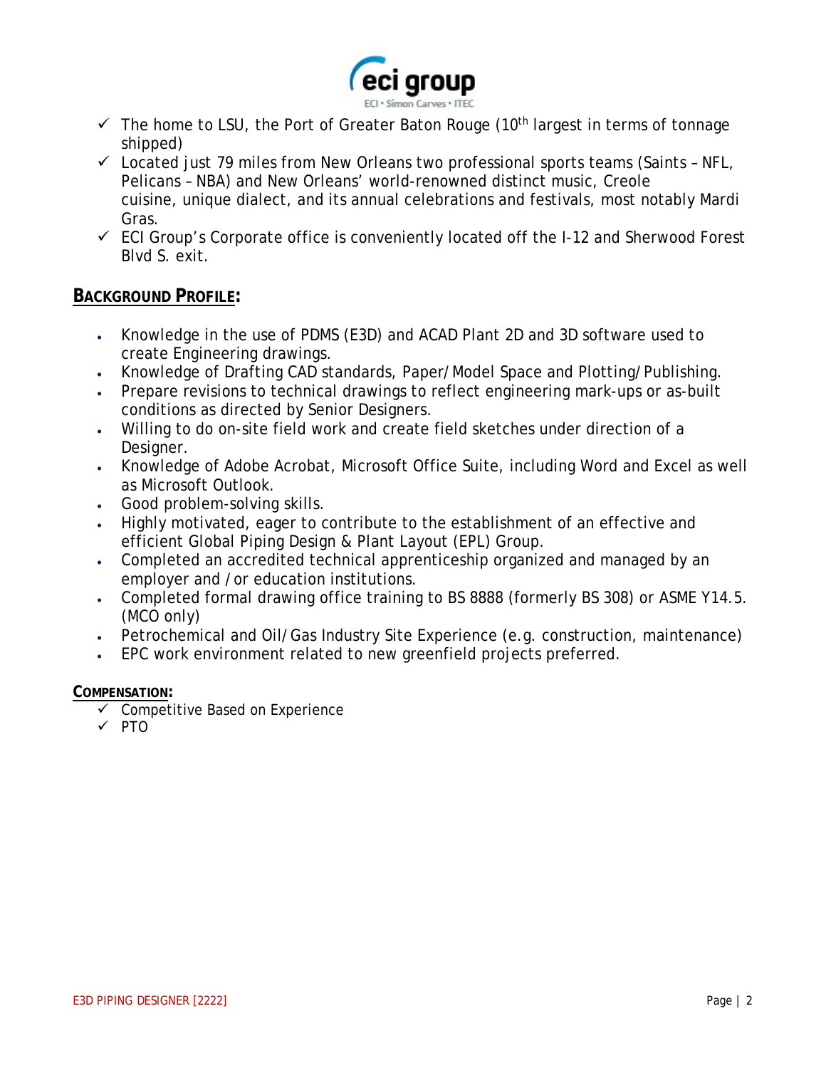- ✓ The home to LSU, the Port of Greater Baton Rouge (10th largest in terms of tonnage shipped)
- ✓ Located just 79 miles from New Orleans two professional sports teams (Saints – NFL, Pelicans – NBA) and New Orleans' world-renowned distinct music, Creole cuisine, unique dialect, and its annual celebrations and festivals, most notably Mardi Gras.
- ✓ ECI Group's Corporate office is conveniently located off the I-12 and Sherwood Forest Blvd S. exit.

## BACKGROUND PROFILE:

- Knowledge in the use of PDMS (E3D) and ACAD Plant 2D and 3D software used to create Engineering drawings.
- Knowledge of Drafting CAD standards, Paper/Model Space and Plotting/Publishing.
- Prepare revisions to technical drawings to reflect engineering mark-ups or as-built conditions as directed by Senior Designers.
- Willing to do on-site field work and create field sketches under direction of a Designer.
- Knowledge of Adobe Acrobat, Microsoft Office Suite, including Word and Excel as well as Microsoft Outlook.
- Good problem-solving skills.
- Highly motivated, eager to contribute to the establishment of an effective and efficient Global Piping Design & Plant Layout (EPL) Group.
- Completed an accredited technical apprenticeship organized and managed by an employer and /or education institutions.
- Completed formal drawing office training to BS 8888 (formerly BS 308) or ASME Y14.5. (MCO only)
- Petrochemical and Oil/Gas Industry Site Experience (e.g. construction, maintenance)
- EPC work environment related to new greenfield projects preferred.

**COMPENSATION:**

- ✓ Competitive Based on Experience
- ✓ PTO